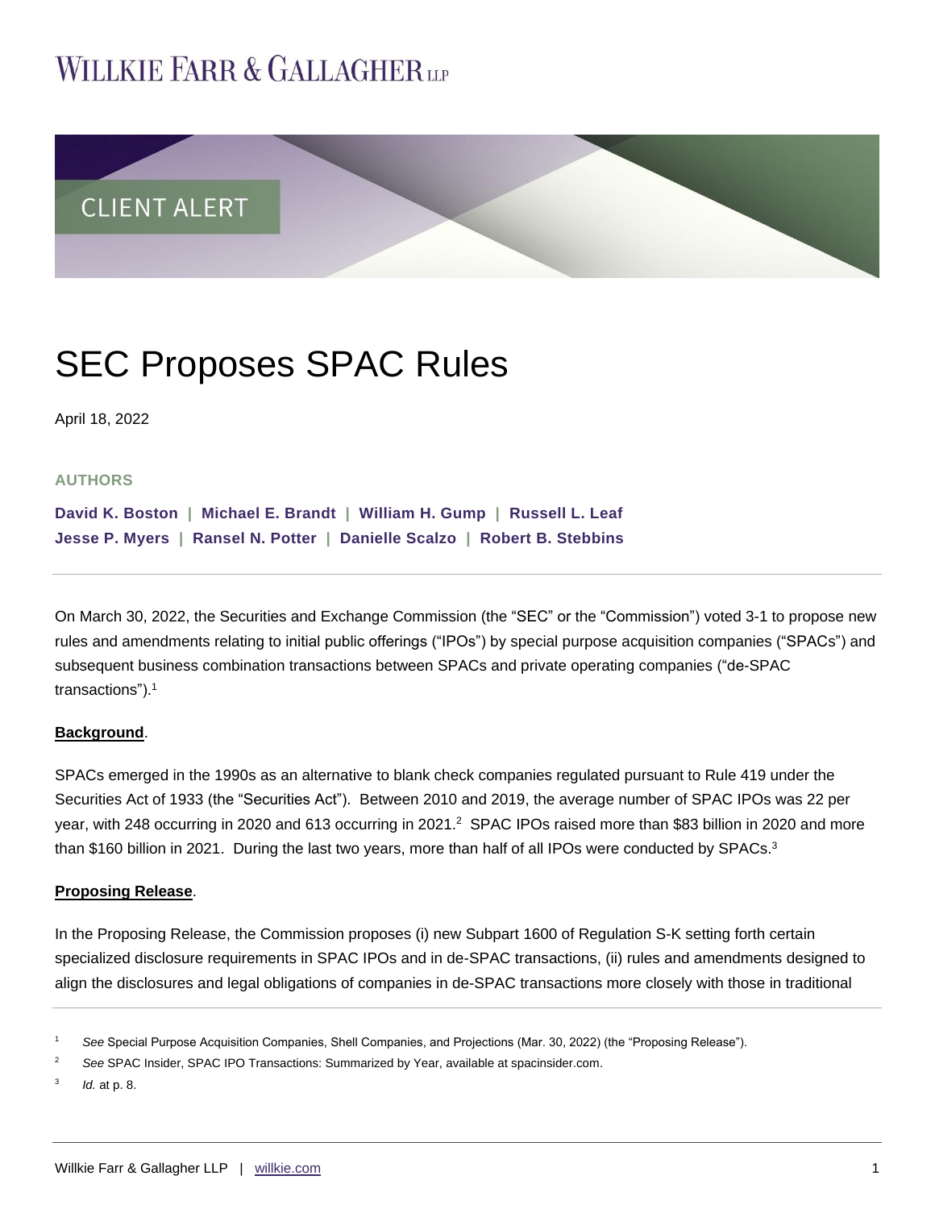WILLKIE FARR & GALLAGHER LLP

CLIENT ALERT

# SEC Proposes SPAC Rules

April 18, 2022

**AUTHORS**

**David K. Boston | Michael E. Brandt | William H. Gump | Russell L. Leaf**
**Jesse P. Myers | Ransel N. Potter | Danielle Scalzo | Robert B. Stebbins**

---

On March 30, 2022, the Securities and Exchange Commission (the "SEC" or the "Commission") voted 3-1 to propose new rules and amendments relating to initial public offerings ("IPOs") by special purpose acquisition companies ("SPACs") and subsequent business combination transactions between SPACs and private operating companies ("de-SPAC transactions").[1]

**Background**.

SPACs emerged in the 1990s as an alternative to blank check companies regulated pursuant to Rule 419 under the Securities Act of 1933 (the "Securities Act"). Between 2010 and 2019, the average number of SPAC IPOs was 22 per year, with 248 occurring in 2020 and 613 occurring in 2021.[2] SPAC IPOs raised more than $83 billion in 2020 and more than $160 billion in 2021. During the last two years, more than half of all IPOs were conducted by SPACs.[3]

**Proposing Release**.

In the Proposing Release, the Commission proposes (i) new Subpart 1600 of Regulation S-K setting forth certain specialized disclosure requirements in SPAC IPOs and in de-SPAC transactions, (ii) rules and amendments designed to align the disclosures and legal obligations of companies in de-SPAC transactions more closely with those in traditional

---

[1] *See* Special Purpose Acquisition Companies, Shell Companies, and Projections (Mar. 30, 2022) (the "Proposing Release").

[2] *See* SPAC Insider, SPAC IPO Transactions: Summarized by Year, available at spacinsider.com.

[3] *Id.* at p. 8.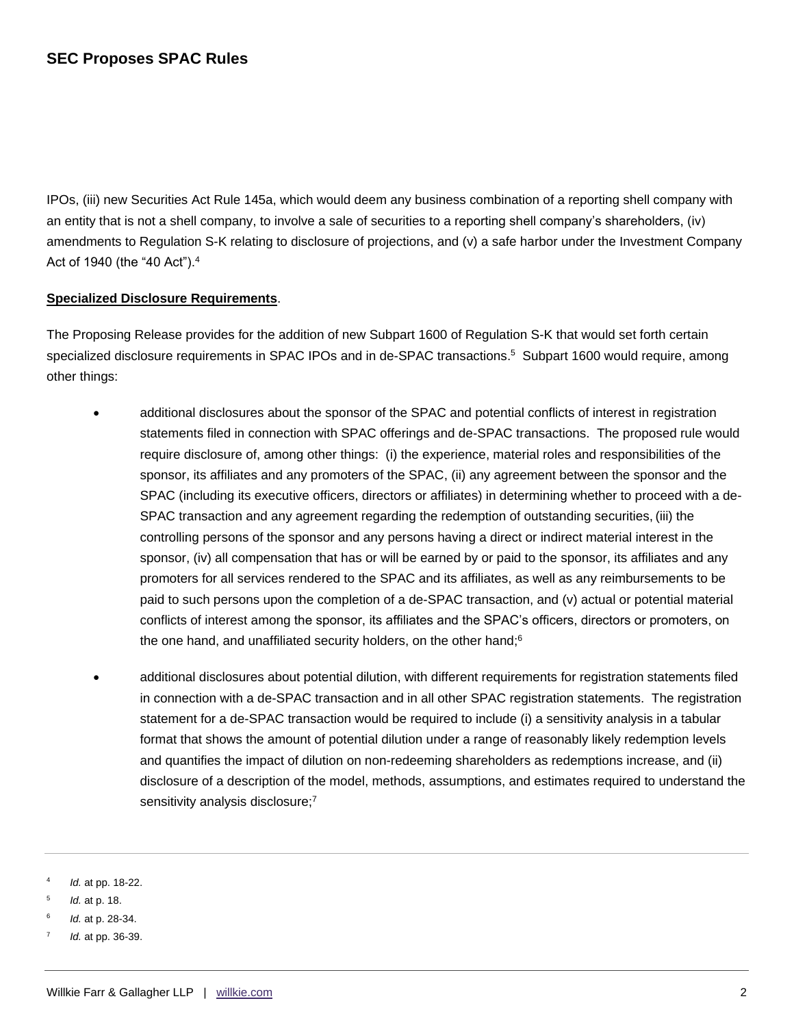IPOs, (iii) new Securities Act Rule 145a, which would deem any business combination of a reporting shell company with an entity that is not a shell company, to involve a sale of securities to a reporting shell company's shareholders, (iv) amendments to Regulation S-K relating to disclosure of projections, and (v) a safe harbor under the Investment Company Act of 1940 (the "40 Act").[4]

**Specialized Disclosure Requirements**.

The Proposing Release provides for the addition of new Subpart 1600 of Regulation S-K that would set forth certain specialized disclosure requirements in SPAC IPOs and in de-SPAC transactions.[5] Subpart 1600 would require, among other things:

- additional disclosures about the sponsor of the SPAC and potential conflicts of interest in registration statements filed in connection with SPAC offerings and de-SPAC transactions. The proposed rule would require disclosure of, among other things: (i) the experience, material roles and responsibilities of the sponsor, its affiliates and any promoters of the SPAC, (ii) any agreement between the sponsor and the SPAC (including its executive officers, directors or affiliates) in determining whether to proceed with a de-SPAC transaction and any agreement regarding the redemption of outstanding securities, (iii) the controlling persons of the sponsor and any persons having a direct or indirect material interest in the sponsor, (iv) all compensation that has or will be earned by or paid to the sponsor, its affiliates and any promoters for all services rendered to the SPAC and its affiliates, as well as any reimbursements to be paid to such persons upon the completion of a de-SPAC transaction, and (v) actual or potential material conflicts of interest among the sponsor, its affiliates and the SPAC's officers, directors or promoters, on the one hand, and unaffiliated security holders, on the other hand;[6]

- additional disclosures about potential dilution, with different requirements for registration statements filed in connection with a de-SPAC transaction and in all other SPAC registration statements. The registration statement for a de-SPAC transaction would be required to include (i) a sensitivity analysis in a tabular format that shows the amount of potential dilution under a range of reasonably likely redemption levels and quantifies the impact of dilution on non-redeeming shareholders as redemptions increase, and (ii) disclosure of a description of the model, methods, assumptions, and estimates required to understand the sensitivity analysis disclosure;[7]

---

[4] *Id.* at pp. 18-22.

[5] *Id.* at p. 18.

[6] *Id.* at p. 28-34.

[7] *Id.* at pp. 36-39.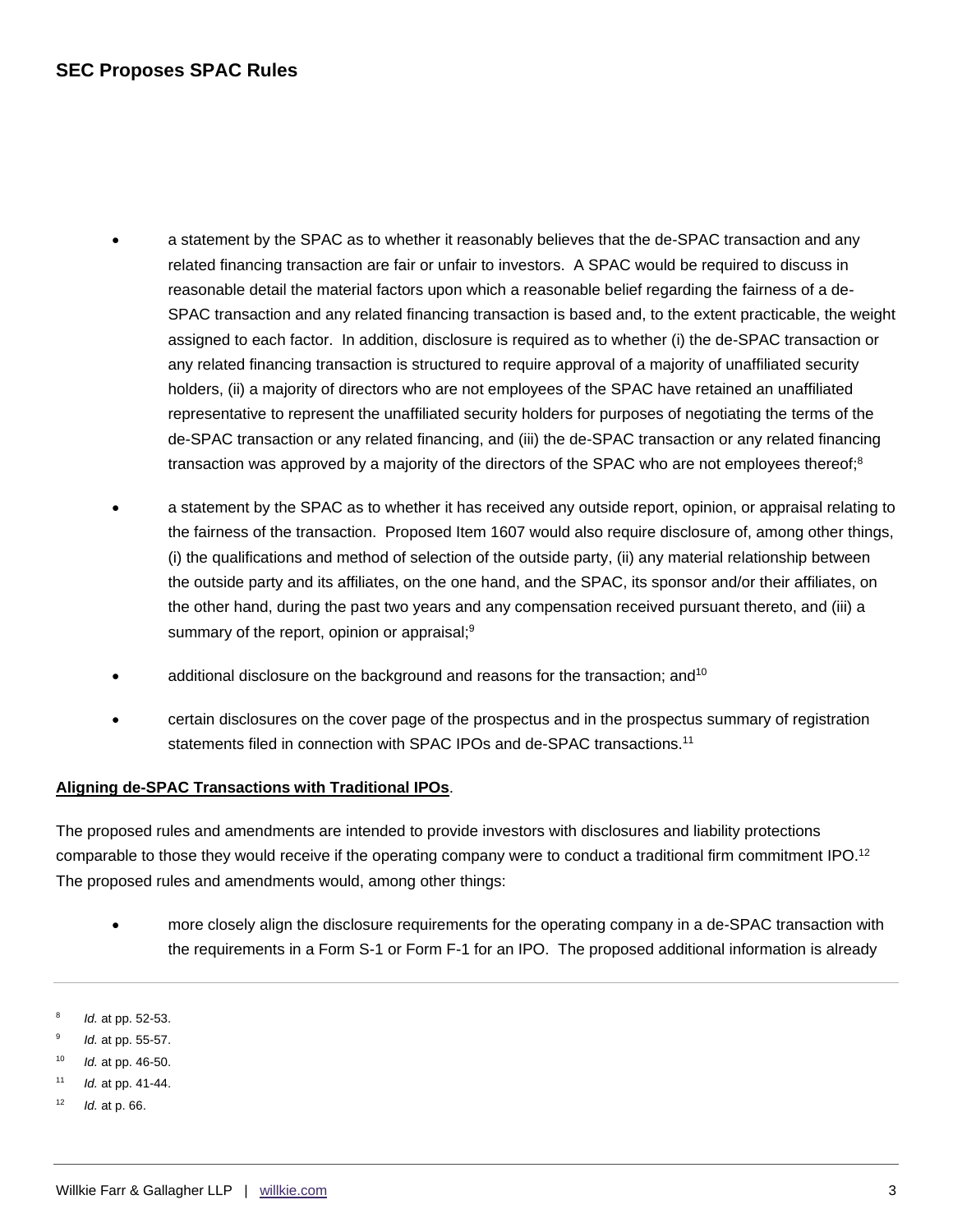- a statement by the SPAC as to whether it reasonably believes that the de-SPAC transaction and any related financing transaction are fair or unfair to investors. A SPAC would be required to discuss in reasonable detail the material factors upon which a reasonable belief regarding the fairness of a de-SPAC transaction and any related financing transaction is based and, to the extent practicable, the weight assigned to each factor. In addition, disclosure is required as to whether (i) the de-SPAC transaction or any related financing transaction is structured to require approval of a majority of unaffiliated security holders, (ii) a majority of directors who are not employees of the SPAC have retained an unaffiliated representative to represent the unaffiliated security holders for purposes of negotiating the terms of the de-SPAC transaction or any related financing, and (iii) the de-SPAC transaction or any related financing transaction was approved by a majority of the directors of the SPAC who are not employees thereof;[8]

- a statement by the SPAC as to whether it has received any outside report, opinion, or appraisal relating to the fairness of the transaction. Proposed Item 1607 would also require disclosure of, among other things, (i) the qualifications and method of selection of the outside party, (ii) any material relationship between the outside party and its affiliates, on the one hand, and the SPAC, its sponsor and/or their affiliates, on the other hand, during the past two years and any compensation received pursuant thereto, and (iii) a summary of the report, opinion or appraisal;[9]

- additional disclosure on the background and reasons for the transaction; and[10]

- certain disclosures on the cover page of the prospectus and in the prospectus summary of registration statements filed in connection with SPAC IPOs and de-SPAC transactions.[11]

**<u>Aligning de-SPAC Transactions with Traditional IPOs</u>**.

The proposed rules and amendments are intended to provide investors with disclosures and liability protections comparable to those they would receive if the operating company were to conduct a traditional firm commitment IPO.[12] The proposed rules and amendments would, among other things:

- more closely align the disclosure requirements for the operating company in a de-SPAC transaction with the requirements in a Form S-1 or Form F-1 for an IPO. The proposed additional information is already

---

[8] *Id.* at pp. 52-53.

[9] *Id.* at pp. 55-57.

[10] *Id.* at pp. 46-50.

[11] *Id.* at pp. 41-44.

[12] *Id.* at p. 66.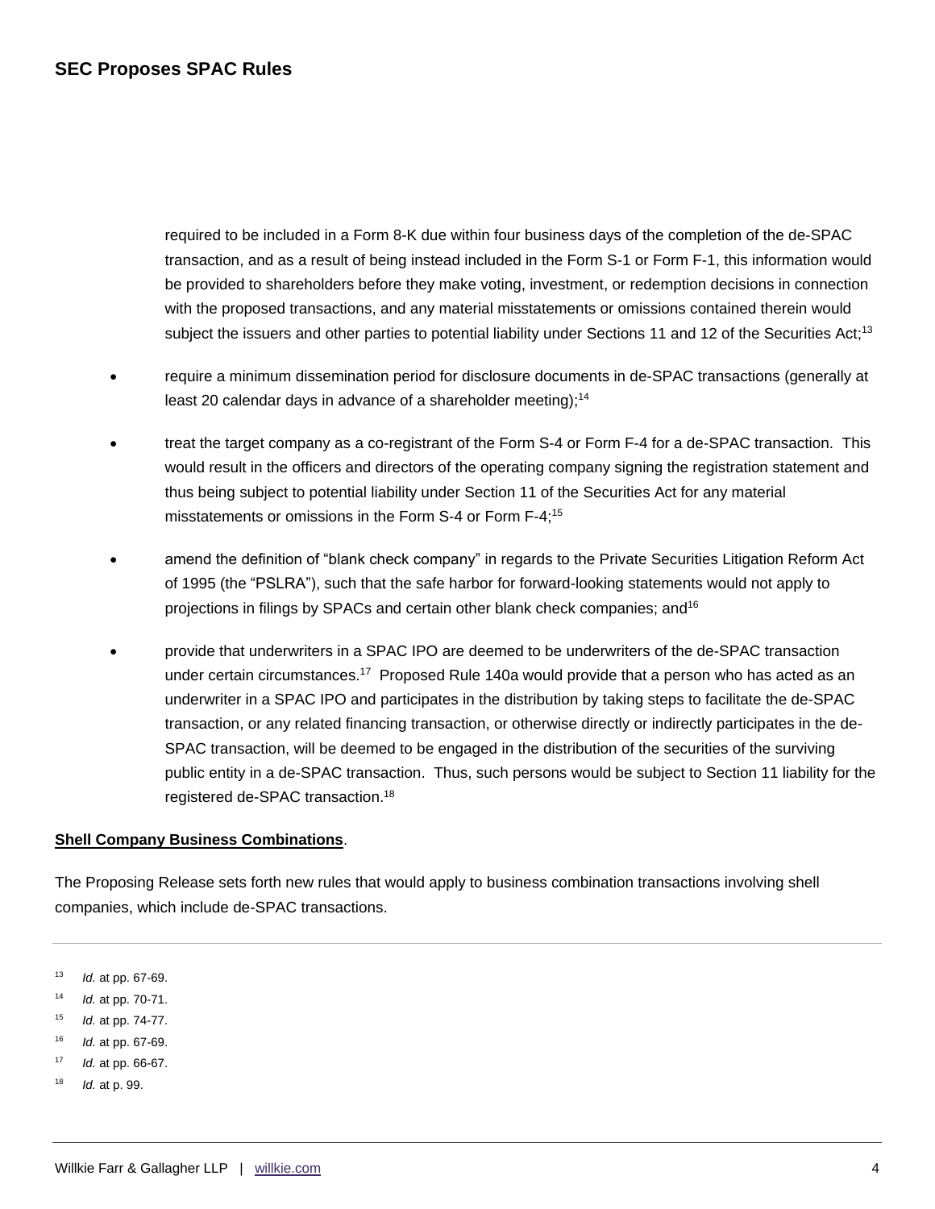required to be included in a Form 8-K due within four business days of the completion of the de-SPAC transaction, and as a result of being instead included in the Form S-1 or Form F-1, this information would be provided to shareholders before they make voting, investment, or redemption decisions in connection with the proposed transactions, and any material misstatements or omissions contained therein would subject the issuers and other parties to potential liability under Sections 11 and 12 of the Securities Act;[13]

- require a minimum dissemination period for disclosure documents in de-SPAC transactions (generally at least 20 calendar days in advance of a shareholder meeting);[14]
- treat the target company as a co-registrant of the Form S-4 or Form F-4 for a de-SPAC transaction. This would result in the officers and directors of the operating company signing the registration statement and thus being subject to potential liability under Section 11 of the Securities Act for any material misstatements or omissions in the Form S-4 or Form F-4;[15]
- amend the definition of "blank check company" in regards to the Private Securities Litigation Reform Act of 1995 (the "PSLRA"), such that the safe harbor for forward-looking statements would not apply to projections in filings by SPACs and certain other blank check companies; and[16]
- provide that underwriters in a SPAC IPO are deemed to be underwriters of the de-SPAC transaction under certain circumstances.[17] Proposed Rule 140a would provide that a person who has acted as an underwriter in a SPAC IPO and participates in the distribution by taking steps to facilitate the de-SPAC transaction, or any related financing transaction, or otherwise directly or indirectly participates in the de-SPAC transaction, will be deemed to be engaged in the distribution of the securities of the surviving public entity in a de-SPAC transaction. Thus, such persons would be subject to Section 11 liability for the registered de-SPAC transaction.[18]

**Shell Company Business Combinations**.

The Proposing Release sets forth new rules that would apply to business combination transactions involving shell companies, which include de-SPAC transactions.

---

[13] *Id.* at pp. 67-69.

[14] *Id.* at pp. 70-71.

[15] *Id.* at pp. 74-77.

[16] *Id.* at pp. 67-69.

[17] *Id.* at pp. 66-67.

[18] *Id.* at p. 99.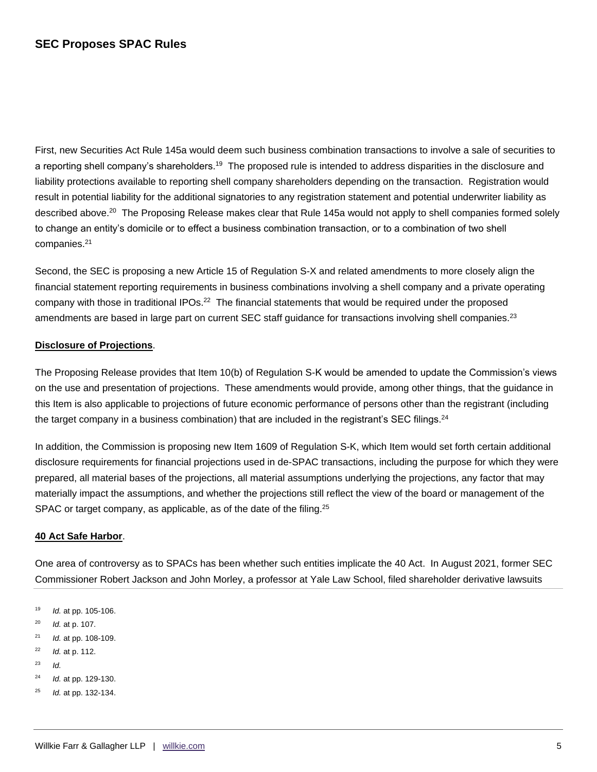First, new Securities Act Rule 145a would deem such business combination transactions to involve a sale of securities to a reporting shell company's shareholders.[19] The proposed rule is intended to address disparities in the disclosure and liability protections available to reporting shell company shareholders depending on the transaction. Registration would result in potential liability for the additional signatories to any registration statement and potential underwriter liability as described above.[20] The Proposing Release makes clear that Rule 145a would not apply to shell companies formed solely to change an entity's domicile or to effect a business combination transaction, or to a combination of two shell companies.[21]

Second, the SEC is proposing a new Article 15 of Regulation S-X and related amendments to more closely align the financial statement reporting requirements in business combinations involving a shell company and a private operating company with those in traditional IPOs.[22] The financial statements that would be required under the proposed amendments are based in large part on current SEC staff guidance for transactions involving shell companies.[23]

**Disclosure of Projections**.

The Proposing Release provides that Item 10(b) of Regulation S-K would be amended to update the Commission's views on the use and presentation of projections. These amendments would provide, among other things, that the guidance in this Item is also applicable to projections of future economic performance of persons other than the registrant (including the target company in a business combination) that are included in the registrant's SEC filings.[24]

In addition, the Commission is proposing new Item 1609 of Regulation S-K, which Item would set forth certain additional disclosure requirements for financial projections used in de-SPAC transactions, including the purpose for which they were prepared, all material bases of the projections, all material assumptions underlying the projections, any factor that may materially impact the assumptions, and whether the projections still reflect the view of the board or management of the SPAC or target company, as applicable, as of the date of the filing.[25]

**40 Act Safe Harbor**.

One area of controversy as to SPACs has been whether such entities implicate the 40 Act. In August 2021, former SEC Commissioner Robert Jackson and John Morley, a professor at Yale Law School, filed shareholder derivative lawsuits

---

[19] *Id.* at pp. 105-106.

[20] *Id.* at p. 107.

[21] *Id.* at pp. 108-109.

[22] *Id.* at p. 112.

[23] *Id.*

[24] *Id.* at pp. 129-130.

[25] *Id.* at pp. 132-134.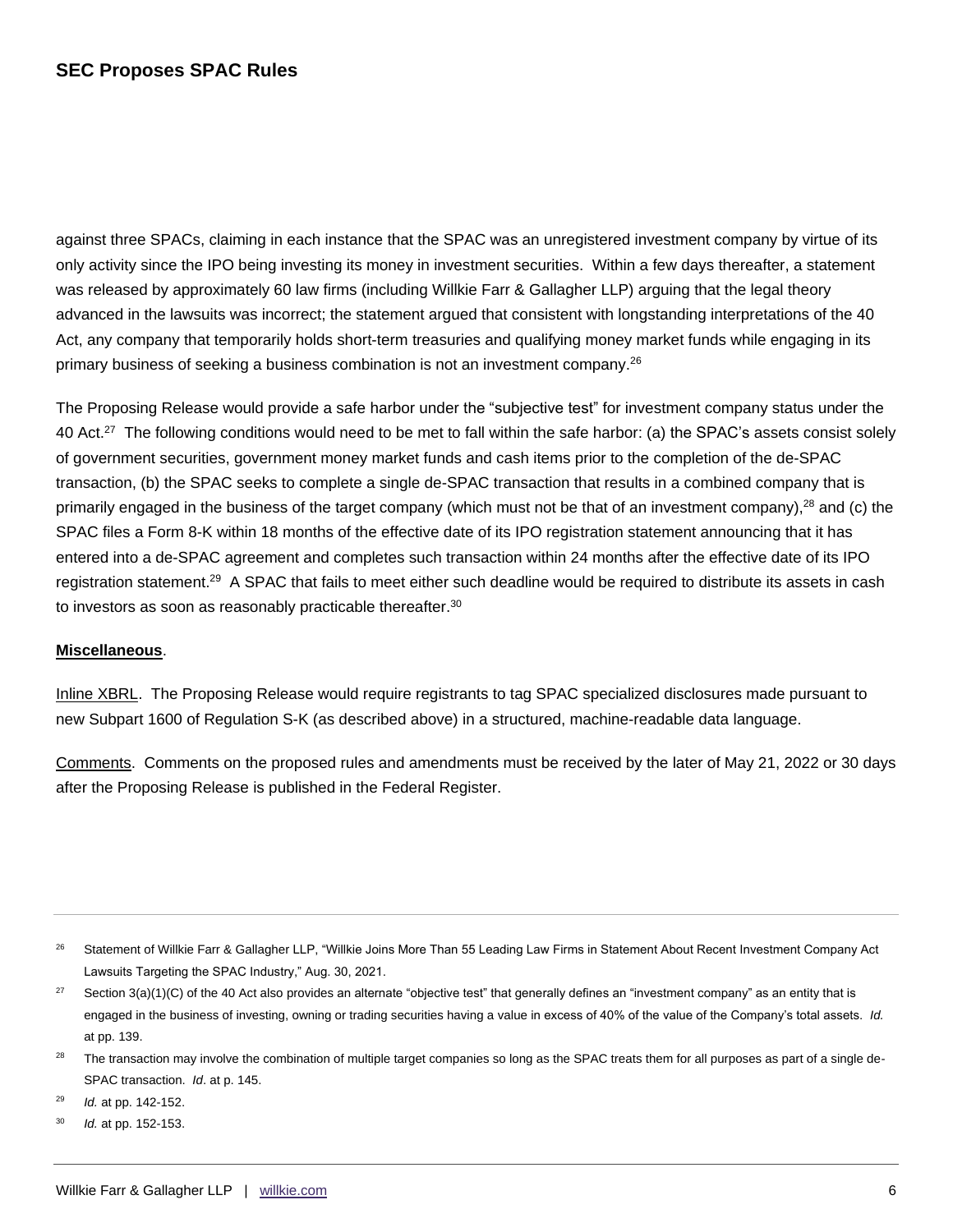against three SPACs, claiming in each instance that the SPAC was an unregistered investment company by virtue of its only activity since the IPO being investing its money in investment securities. Within a few days thereafter, a statement was released by approximately 60 law firms (including Willkie Farr & Gallagher LLP) arguing that the legal theory advanced in the lawsuits was incorrect; the statement argued that consistent with longstanding interpretations of the 40 Act, any company that temporarily holds short-term treasuries and qualifying money market funds while engaging in its primary business of seeking a business combination is not an investment company.[26]

The Proposing Release would provide a safe harbor under the "subjective test" for investment company status under the 40 Act.[27] The following conditions would need to be met to fall within the safe harbor: (a) the SPAC's assets consist solely of government securities, government money market funds and cash items prior to the completion of the de-SPAC transaction, (b) the SPAC seeks to complete a single de-SPAC transaction that results in a combined company that is primarily engaged in the business of the target company (which must not be that of an investment company),[28] and (c) the SPAC files a Form 8-K within 18 months of the effective date of its IPO registration statement announcing that it has entered into a de-SPAC agreement and completes such transaction within 24 months after the effective date of its IPO registration statement.[29] A SPAC that fails to meet either such deadline would be required to distribute its assets in cash to investors as soon as reasonably practicable thereafter.[30]

**Miscellaneous**.

Inline XBRL. The Proposing Release would require registrants to tag SPAC specialized disclosures made pursuant to new Subpart 1600 of Regulation S-K (as described above) in a structured, machine-readable data language.

Comments. Comments on the proposed rules and amendments must be received by the later of May 21, 2022 or 30 days after the Proposing Release is published in the Federal Register.

---

[26] Statement of Willkie Farr & Gallagher LLP, "Willkie Joins More Than 55 Leading Law Firms in Statement About Recent Investment Company Act Lawsuits Targeting the SPAC Industry," Aug. 30, 2021.

[27] Section 3(a)(1)(C) of the 40 Act also provides an alternate "objective test" that generally defines an "investment company" as an entity that is engaged in the business of investing, owning or trading securities having a value in excess of 40% of the value of the Company's total assets. *Id.* at pp. 139.

[28] The transaction may involve the combination of multiple target companies so long as the SPAC treats them for all purposes as part of a single de-SPAC transaction. *Id*. at p. 145.

[29] *Id.* at pp. 142-152.

[30] *Id.* at pp. 152-153.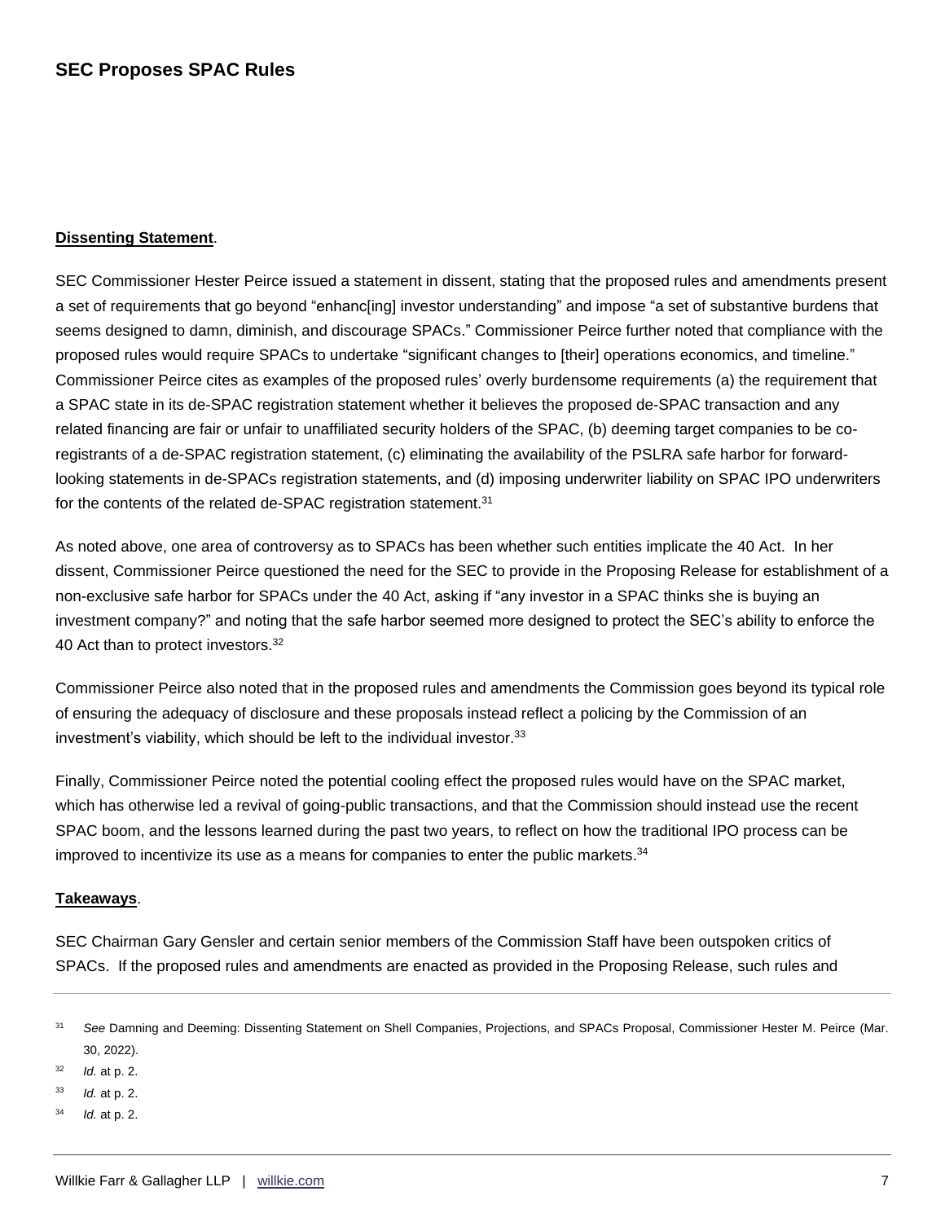**Dissenting Statement**.

SEC Commissioner Hester Peirce issued a statement in dissent, stating that the proposed rules and amendments present a set of requirements that go beyond "enhanc[ing] investor understanding" and impose "a set of substantive burdens that seems designed to damn, diminish, and discourage SPACs." Commissioner Peirce further noted that compliance with the proposed rules would require SPACs to undertake "significant changes to [their] operations economics, and timeline." Commissioner Peirce cites as examples of the proposed rules' overly burdensome requirements (a) the requirement that a SPAC state in its de-SPAC registration statement whether it believes the proposed de-SPAC transaction and any related financing are fair or unfair to unaffiliated security holders of the SPAC, (b) deeming target companies to be co-registrants of a de-SPAC registration statement, (c) eliminating the availability of the PSLRA safe harbor for forward-looking statements in de-SPACs registration statements, and (d) imposing underwriter liability on SPAC IPO underwriters for the contents of the related de-SPAC registration statement.[31]

As noted above, one area of controversy as to SPACs has been whether such entities implicate the 40 Act. In her dissent, Commissioner Peirce questioned the need for the SEC to provide in the Proposing Release for establishment of a non-exclusive safe harbor for SPACs under the 40 Act, asking if "any investor in a SPAC thinks she is buying an investment company?" and noting that the safe harbor seemed more designed to protect the SEC's ability to enforce the 40 Act than to protect investors.[32]

Commissioner Peirce also noted that in the proposed rules and amendments the Commission goes beyond its typical role of ensuring the adequacy of disclosure and these proposals instead reflect a policing by the Commission of an investment's viability, which should be left to the individual investor.[33]

Finally, Commissioner Peirce noted the potential cooling effect the proposed rules would have on the SPAC market, which has otherwise led a revival of going-public transactions, and that the Commission should instead use the recent SPAC boom, and the lessons learned during the past two years, to reflect on how the traditional IPO process can be improved to incentivize its use as a means for companies to enter the public markets.[34]

**Takeaways**.

SEC Chairman Gary Gensler and certain senior members of the Commission Staff have been outspoken critics of SPACs. If the proposed rules and amendments are enacted as provided in the Proposing Release, such rules and

---

[31] *See* Damning and Deeming: Dissenting Statement on Shell Companies, Projections, and SPACs Proposal, Commissioner Hester M. Peirce (Mar. 30, 2022).

[32] *Id.* at p. 2.

[33] *Id.* at p. 2.

[34] *Id.* at p. 2.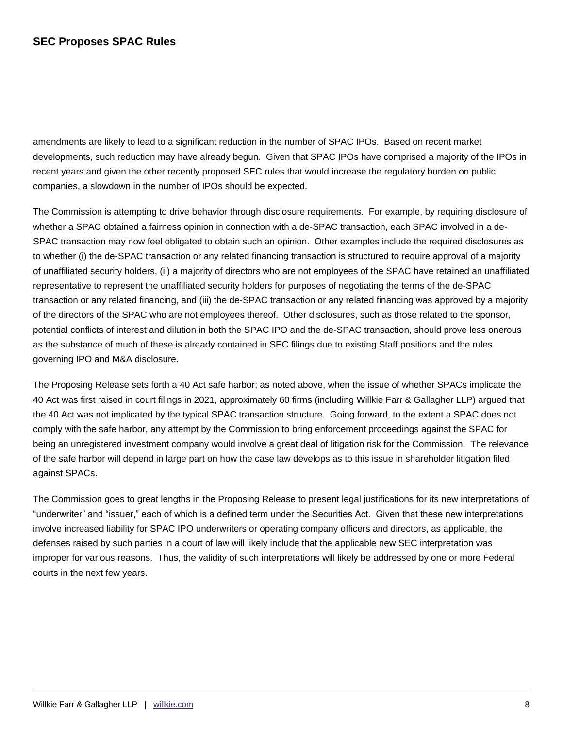amendments are likely to lead to a significant reduction in the number of SPAC IPOs. Based on recent market developments, such reduction may have already begun. Given that SPAC IPOs have comprised a majority of the IPOs in recent years and given the other recently proposed SEC rules that would increase the regulatory burden on public companies, a slowdown in the number of IPOs should be expected.

The Commission is attempting to drive behavior through disclosure requirements. For example, by requiring disclosure of whether a SPAC obtained a fairness opinion in connection with a de-SPAC transaction, each SPAC involved in a de-SPAC transaction may now feel obligated to obtain such an opinion. Other examples include the required disclosures as to whether (i) the de-SPAC transaction or any related financing transaction is structured to require approval of a majority of unaffiliated security holders, (ii) a majority of directors who are not employees of the SPAC have retained an unaffiliated representative to represent the unaffiliated security holders for purposes of negotiating the terms of the de-SPAC transaction or any related financing, and (iii) the de-SPAC transaction or any related financing was approved by a majority of the directors of the SPAC who are not employees thereof. Other disclosures, such as those related to the sponsor, potential conflicts of interest and dilution in both the SPAC IPO and the de-SPAC transaction, should prove less onerous as the substance of much of these is already contained in SEC filings due to existing Staff positions and the rules governing IPO and M&A disclosure.

The Proposing Release sets forth a 40 Act safe harbor; as noted above, when the issue of whether SPACs implicate the 40 Act was first raised in court filings in 2021, approximately 60 firms (including Willkie Farr & Gallagher LLP) argued that the 40 Act was not implicated by the typical SPAC transaction structure. Going forward, to the extent a SPAC does not comply with the safe harbor, any attempt by the Commission to bring enforcement proceedings against the SPAC for being an unregistered investment company would involve a great deal of litigation risk for the Commission. The relevance of the safe harbor will depend in large part on how the case law develops as to this issue in shareholder litigation filed against SPACs.

The Commission goes to great lengths in the Proposing Release to present legal justifications for its new interpretations of "underwriter" and "issuer," each of which is a defined term under the Securities Act. Given that these new interpretations involve increased liability for SPAC IPO underwriters or operating company officers and directors, as applicable, the defenses raised by such parties in a court of law will likely include that the applicable new SEC interpretation was improper for various reasons. Thus, the validity of such interpretations will likely be addressed by one or more Federal courts in the next few years.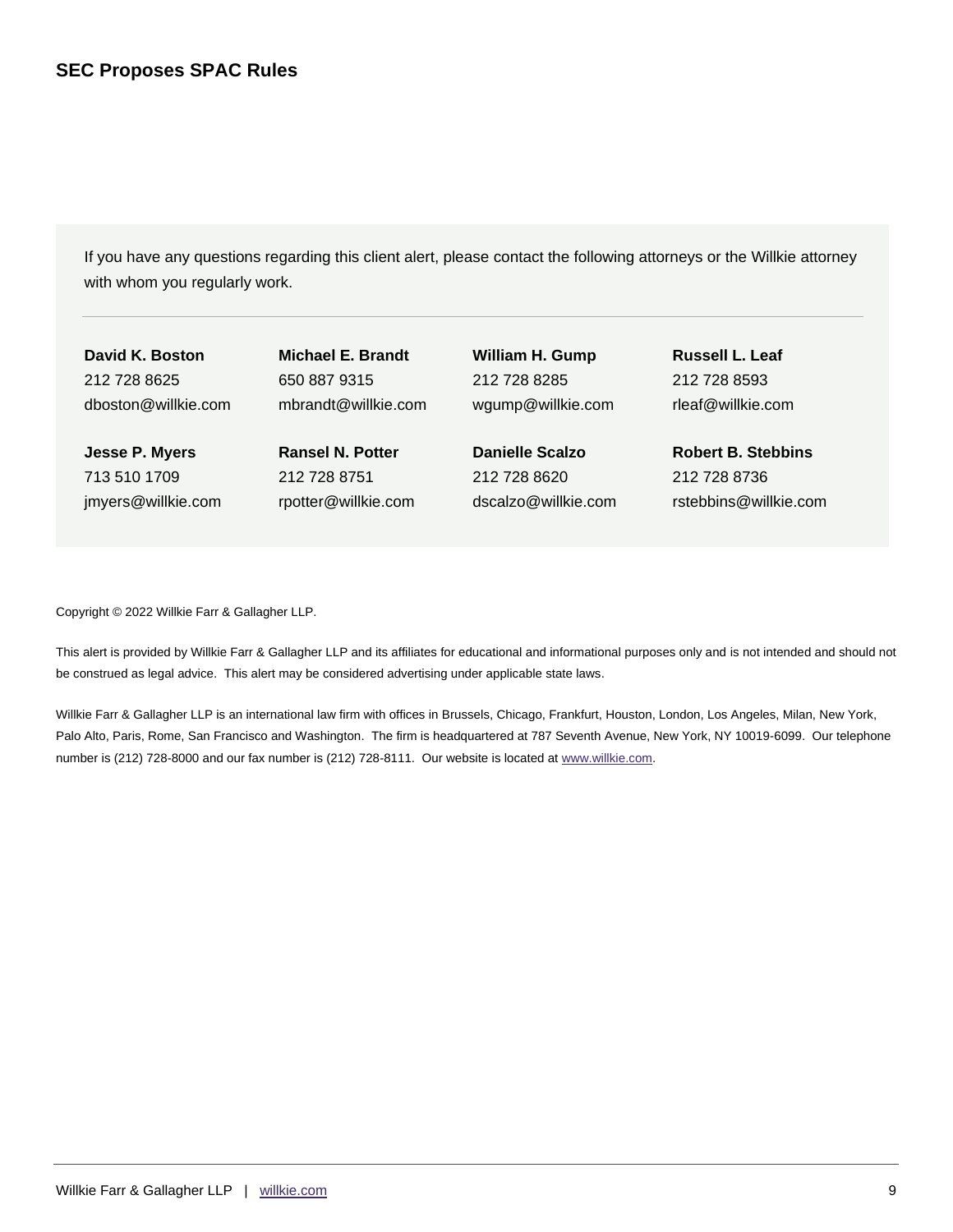If you have any questions regarding this client alert, please contact the following attorneys or the Willkie attorney with whom you regularly work.

| | | | |
|---|---|---|---|
| **David K. Boston**<br>212 728 8625<br>dboston@willkie.com | **Michael E. Brandt**<br>650 887 9315<br>mbrandt@willkie.com | **William H. Gump**<br>212 728 8285<br>wgump@willkie.com | **Russell L. Leaf**<br>212 728 8593<br>rleaf@willkie.com |
| **Jesse P. Myers**<br>713 510 1709<br>jmyers@willkie.com | **Ransel N. Potter**<br>212 728 8751<br>rpotter@willkie.com | **Danielle Scalzo**<br>212 728 8620<br>dscalzo@willkie.com | **Robert B. Stebbins**<br>212 728 8736<br>rstebbins@willkie.com |

Copyright © 2022 Willkie Farr & Gallagher LLP.

This alert is provided by Willkie Farr & Gallagher LLP and its affiliates for educational and informational purposes only and is not intended and should not be construed as legal advice. This alert may be considered advertising under applicable state laws.

Willkie Farr & Gallagher LLP is an international law firm with offices in Brussels, Chicago, Frankfurt, Houston, London, Los Angeles, Milan, New York, Palo Alto, Paris, Rome, San Francisco and Washington. The firm is headquartered at 787 Seventh Avenue, New York, NY 10019-6099. Our telephone number is (212) 728-8000 and our fax number is (212) 728-8111. Our website is located at www.willkie.com.